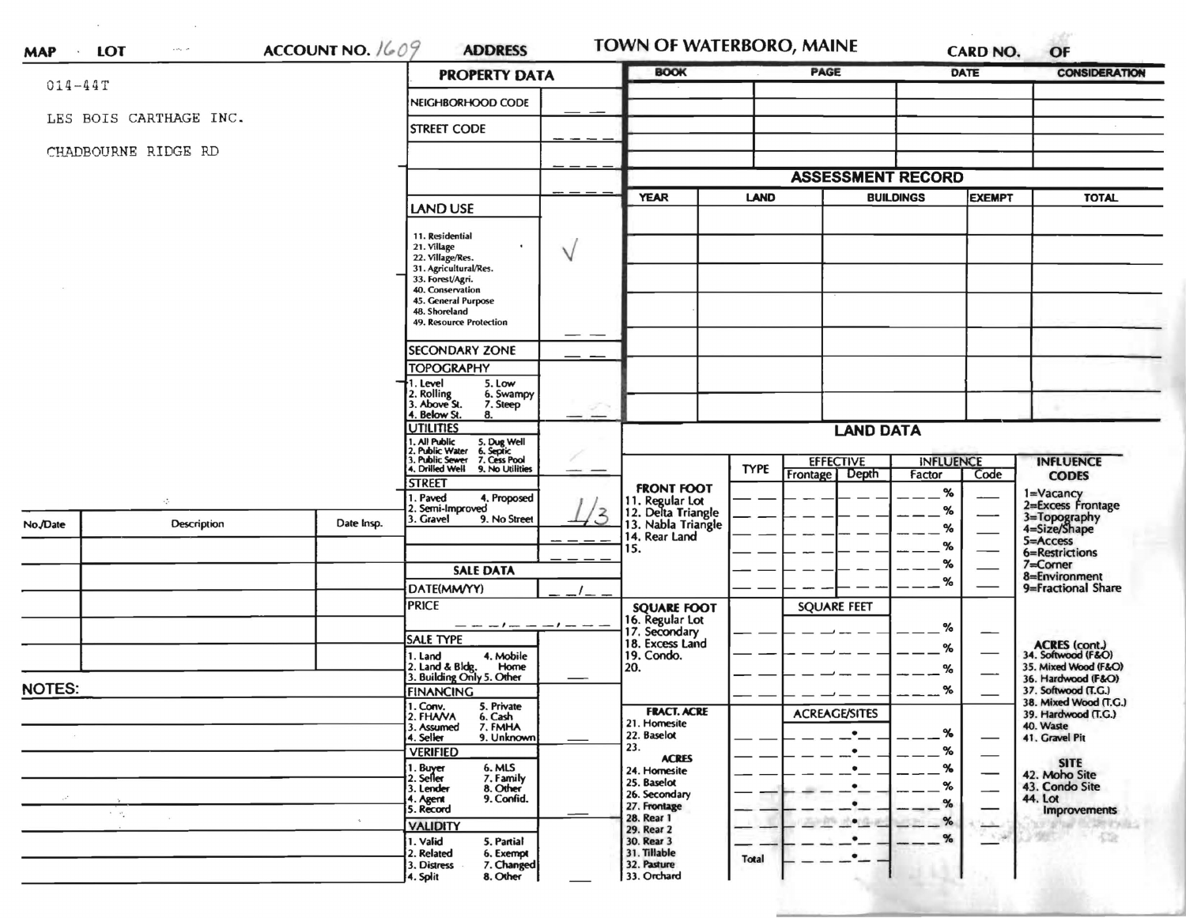**MAP** · **LOT** **ACCOUNT NO.** 1609 **ADDRESS**

# TOWN OF WATERBORO, MAINE

**CARD NO.** **OF**

014-44T

LES BOIS CARTHAGE INC.

CHADBOURNE RIDGE RD

## PROPERTY DATA

| PROPERTY DATA | |
|---|---|
| NEIGHBORHOOD CODE | |
| STREET CODE | |
| | |
| | |
| LAND USE<br>11. Residential<br>21. Village<br>22. Village/Res.<br>31. Agricultural/Res.<br>33. Forest/Agri.<br>40. Conservation<br>45. General Purpose<br>48. Shoreland<br>49. Resource Protection | √ |
| SECONDARY ZONE | |
| TOPOGRAPHY<br>1. Level 5. Low<br>2. Rolling 6. Swampy<br>3. Above St. 7. Steep<br>4. Below St. 8. | |
| UTILITIES<br>1. All Public 5. Dug Well<br>2. Public Water 6. Septic<br>3. Public Sewer 7. Cess Pool<br>4. Drilled Well 9. No Utilities | |
| STREET<br>1. Paved 4. Proposed<br>2. Semi-Improved<br>3. Gravel 9. No Street | 1/3 |

## SALE DATA

| SALE DATA | |
|---|---|
| DATE(MM/YY) | |
| PRICE | |
| SALE TYPE<br>1. Land 4. Mobile Home<br>2. Land & Bldg. 5. Other<br>3. Building Only | |
| FINANCING<br>1. Conv. 5. Private<br>2. FHA/VA 6. Cash<br>3. Assumed 7. FMHA<br>4. Seller 9. Unknown | |
| VERIFIED<br>1. Buyer 6. MLS<br>2. Seller 7. Family<br>3. Lender 8. Other<br>4. Agent 9. Confid.<br>5. Record | |
| VALIDITY<br>1. Valid 5. Partial<br>2. Related 6. Exempt<br>3. Distress 7. Changed<br>4. Split 8. Other | |

| BOOK | PAGE | DATE | CONSIDERATION |
|---|---|---|---|
| | | | |
| | | | |
| | | | |
| | | | |

## ASSESSMENT RECORD

| YEAR | LAND | BUILDINGS | EXEMPT | TOTAL |
|---|---|---|---|---|
| | | | | |
| | | | | |
| | | | | |
| | | | | |
| | | | | |
| | | | | |
| | | | | |

## LAND DATA

| | TYPE | EFFECTIVE Frontage | EFFECTIVE Depth | INFLUENCE Factor | INFLUENCE Code |
|---|---|---|---|---|---|
| **FRONT FOOT**<br>11. Regular Lot<br>12. Delta Triangle<br>13. Nabla Triangle<br>14. Rear Land<br>15. | | | | % | |
| **SQUARE FOOT**<br>16. Regular Lot<br>17. Secondary<br>18. Excess Land<br>19. Condo.<br>20. | | SQUARE FEET | | % | |
| **FRACT. ACRE**<br>21. Homesite<br>22. Baselot<br>23.<br>**ACRES**<br>24. Homesite<br>25. Baselot<br>26. Secondary<br>27. Frontage<br>28. Rear 1<br>29. Rear 2<br>30. Rear 3<br>31. Tillable<br>32. Pasture<br>33. Orchard | Total | ACREAGE/SITES | | % | |

**INFLUENCE CODES**
1=Vacancy
2=Excess Frontage
3=Topography
4=Size/Shape
5=Access
6=Restrictions
7=Corner
8=Environment
9=Fractional Share

**ACRES (cont.)**
34. Softwood (F&O)
35. Mixed Wood (F&O)
36. Hardwood (F&O)
37. Softwood (T.G.)
38. Mixed Wood (T.G.)
39. Hardwood (T.G.)
40. Waste
41. Gravel Pit

**SITE**
42. Moho Site
43. Condo Site
44. Lot Improvements

| No./Date | Description | Date Insp. |
|---|---|---|
| | | |
| | | |
| | | |
| | | |
| | | |

**NOTES:**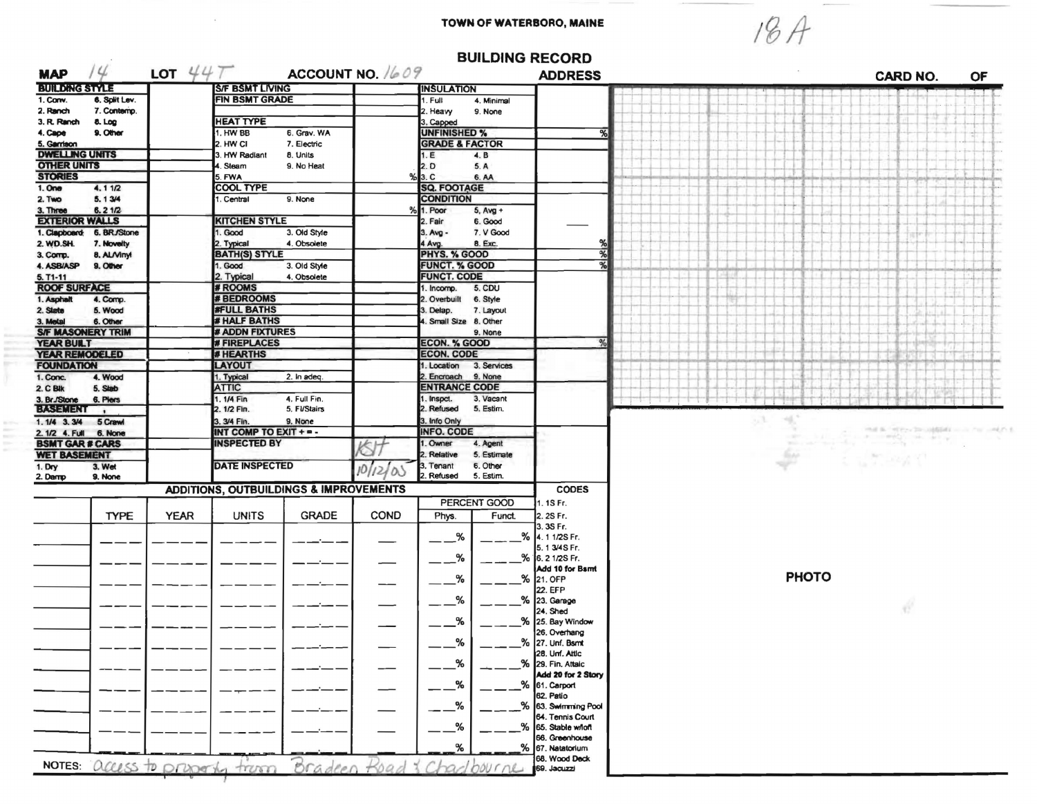TOWN OF WATERBORO, MAINE

18A

## BUILDING RECORD

**MAP** 14 **LOT** 44T **ACCOUNT NO.** 1609 **ADDRESS** **CARD NO.** **OF**

| | | | | | |
|---|---|---|---|---|---|
| **BUILDING STYLE** 1. Conv. 6. Split Lev. 2. Ranch 7. Contemp. 3. R. Ranch 8. Log 4. Cape 9. Other 5. Garrison | | **S/F BSMT LIVING** | | **INSULATION** 1. Full 4. Minimal 2. Heavy 9. None 3. Capped | |
| **DWELLING UNITS** | | **FIN BSMT GRADE** | | **UNFINISHED %** | % |
| **OTHER UNITS** | | **HEAT TYPE** 1. HW BB 6. Grav. WA 2. HW CI 7. Electric 3. HW Radiant 8. Units 4. Steam 9. No Heat 5. FWA | % | **GRADE & FACTOR** 1. E 4. B 2. D 5. A 3. C 6. AA | |
| **STORIES** 1. One 4. 1 1/2 2. Two 5. 1 3/4 3. Three 6. 2 1/2 | | **COOL TYPE** 1. Central 9. None | % | **SQ. FOOTAGE** | |
| **EXTERIOR WALLS** 1. Clapboard 6. BR./Stone 2. WD.SH. 7. Novelty 3. Comp. 8. AL/Vinyl 4. ASB/ASP 9. Other 5. T1-11 | | **KITCHEN STYLE** 1. Good 3. Old Style 2. Typical 4. Obsolete | | **CONDITION** 1. Poor 5. Avg + 2. Fair 6. Good 3. Avg - 7. V Good 4 Avg. 8. Exc. | |
| **ROOF SURFACE** 1. Asphalt 4. Comp. 2. Slate 5. Wood 3. Metal 6. Other | | **BATH(S) STYLE** 1. Good 3. Old Style 2. Typical 4. Obsolete | | **PHYS. % GOOD** | % |
| **S/F MASONERY TRIM** | | **# ROOMS** | | **FUNCT. % GOOD** | % |
| **YEAR BUILT** | | **# BEDROOMS** | | **FUNCT. CODE** 1. Incomp. 5. CDU 2. Overbuilt 6. Style 3. Delap. 7. Layout 4. Small Size 8. Other 9. None | |
| **YEAR REMODELED** | | **#FULL BATHS** | | **ECON. % GOOD** | % |
| **FOUNDATION** 1. Conc. 4. Wood 2. C Blk 5. Slab 3. Br./Stone 6. Piers | | **# HALF BATHS** | | **ECON. CODE** 1. Location 3. Services 2. Encroach 9. None | |
| **BASEMENT** 1. 1/4 3. 3/4 5 Crawl 2. 1/2 4. Full 6. None | | **# ADDN FIXTURES** | | **ENTRANCE CODE** 1. Inspct. 3. Vacant 2. Refused 5. Estim. 3. Info Only | |
| **BSMT GAR # CARS** | | **# FIREPLACES** | | **INFO. CODE** 1. Owner 4. Agent 2. Relative 5. Estimate 3. Tenant 6. Other 2. Refused 5. Estim. | |
| **WET BASEMENT** 1. Dry 3. Wet 2. Damp 9. None | | **# HEARTHS** | | | |
| | | **LAYOUT** 1. Typical 2. In adeq. | | | |
| | | **ATTIC** 1. 1/4 Fin 4. Full Fin. 2. 1/2 Fin. 5. Fl/Stairs 3. 3/4 Fin. 9. None | | | |
| | | **INT COMP TO EXIT + = -** | | | |
| | | **INSPECTED BY** | KSH | | |
| | | **DATE INSPECTED** | 10/12/05 | | |

### ADDITIONS, OUTBUILDINGS & IMPROVEMENTS

| | TYPE | YEAR | UNITS | GRADE | COND | PERCENT GOOD Phys. | PERCENT GOOD Funct. |
|---|---|---|---|---|---|---|---|
| | | | | | | % | % |
| | | | | | | % | % |
| | | | | | | % | % |
| | | | | | | % | % |
| | | | | | | % | % |
| | | | | | | % | % |
| | | | | | | % | % |
| | | | | | | % | % |
| | | | | | | % | % |
| | | | | | | % | % |
| | | | | | | % | % |

**CODES**
1. 1S Fr.
2. 2S Fr.
3. 3S Fr.
4. 1 1/2S Fr.
5. 1 3/4S Fr.
6. 2 1/2S Fr.

Add 10 for Bsmt

21. OFP
22. EFP
23. Garage
24. Shed
25. Bay Window
26. Overhang
27. Unf. Bsmt
28. Unf. Attic
29. Fin. Attaic

Add 20 for 2 Story

61. Carport
62. Patio
63. Swimming Pool
64. Tennis Court
65. Stable w/loft
66. Greenhouse
67. Natatorium
68. Wood Deck
69. Jacuzzi

NOTES: access to property from Bradeen Road & Chadbourne

PHOTO